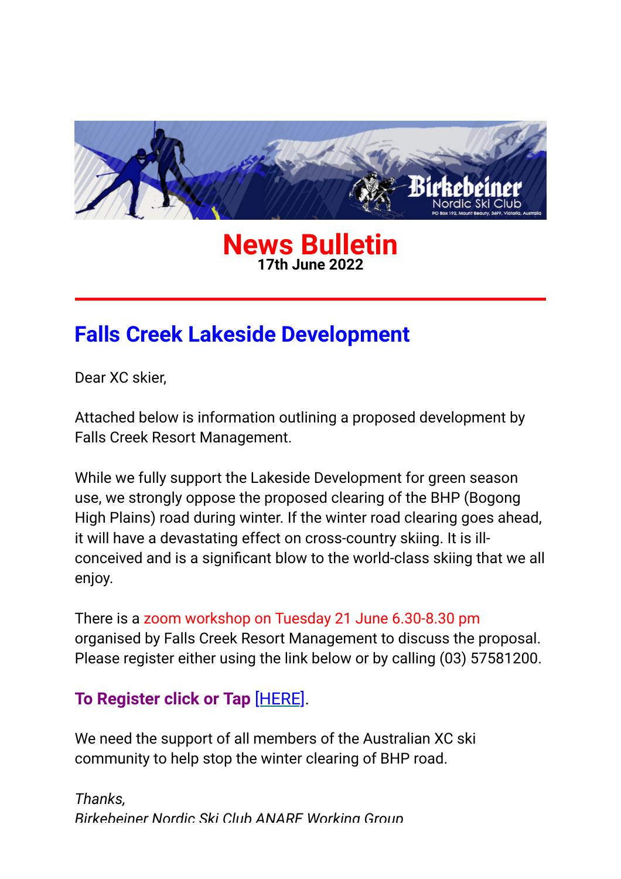# News Bulletin

**17th June 2022**

---

## Falls Creek Lakeside Development

Dear XC skier,

Attached below is information outlining a proposed development by Falls Creek Resort Management.

While we fully support the Lakeside Development for green season use, we strongly oppose the proposed clearing of the BHP (Bogong High Plains) road during winter. If the winter road clearing goes ahead, it will have a devastating effect on cross-country skiing. It is ill-conceived and is a significant blow to the world-class skiing that we all enjoy.

There is a zoom workshop on Tuesday 21 June 6.30-8.30 pm organised by Falls Creek Resort Management to discuss the proposal. Please register either using the link below or by calling (03) 57581200.

**To Register click or Tap** [HERE].

We need the support of all members of the Australian XC ski community to help stop the winter clearing of BHP road.

*Thanks,*
*Birkebeiner Nordic Ski Club ANARE Working Group*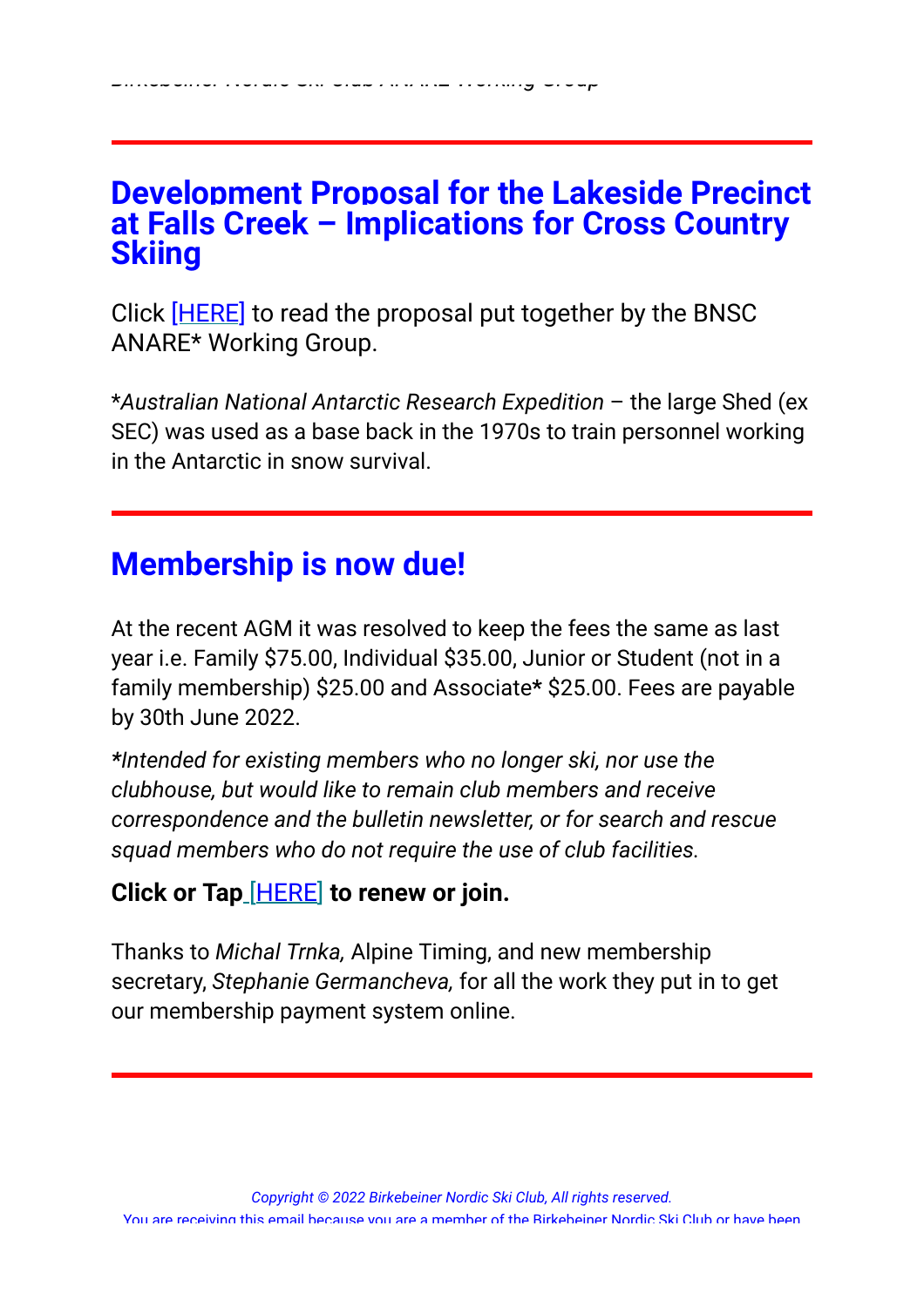Birkebeiner Nordic Ski Club ANARE Working Group

---

## Development Proposal for the Lakeside Precinct at Falls Creek – Implications for Cross Country Skiing

Click [HERE] to read the proposal put together by the BNSC ANARE* Working Group.

**Australian National Antarctic Research Expedition* – the large Shed (ex SEC) was used as a base back in the 1970s to train personnel working in the Antarctic in snow survival.

---

## Membership is now due!

At the recent AGM it was resolved to keep the fees the same as last year i.e. Family $75.00, Individual $35.00, Junior or Student (not in a family membership) $25.00 and Associate* $25.00. Fees are payable by 30th June 2022.

**Intended for existing members who no longer ski, nor use the clubhouse, but would like to remain club members and receive correspondence and the bulletin newsletter, or for search and rescue squad members who do not require the use of club facilities.*

**Click or Tap [HERE] to renew or join.**

Thanks to *Michal Trnka,* Alpine Timing, and new membership secretary, *Stephanie Germancheva,* for all the work they put in to get our membership payment system online.

---

*Copyright © 2022 Birkebeiner Nordic Ski Club, All rights reserved.*

You are receiving this email because you are a member of the Birkebeiner Nordic Ski Club or have been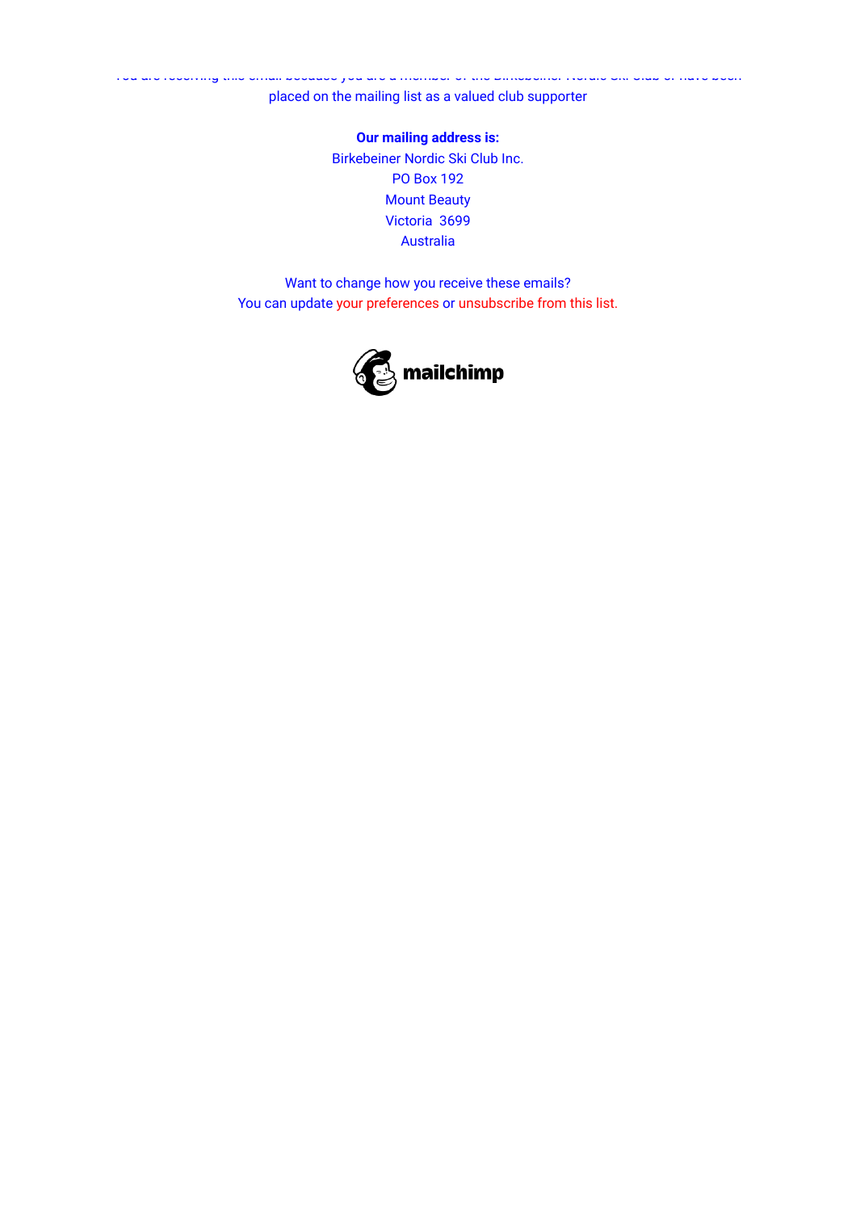You are receiving this email because you are a member of the Birkebeiner Nordic Ski Club or have been placed on the mailing list as a valued club supporter

**Our mailing address is:**
Birkebeiner Nordic Ski Club Inc.
PO Box 192
Mount Beauty
Victoria 3699
Australia

Want to change how you receive these emails?
You can update your preferences or unsubscribe from this list.

mailchimp